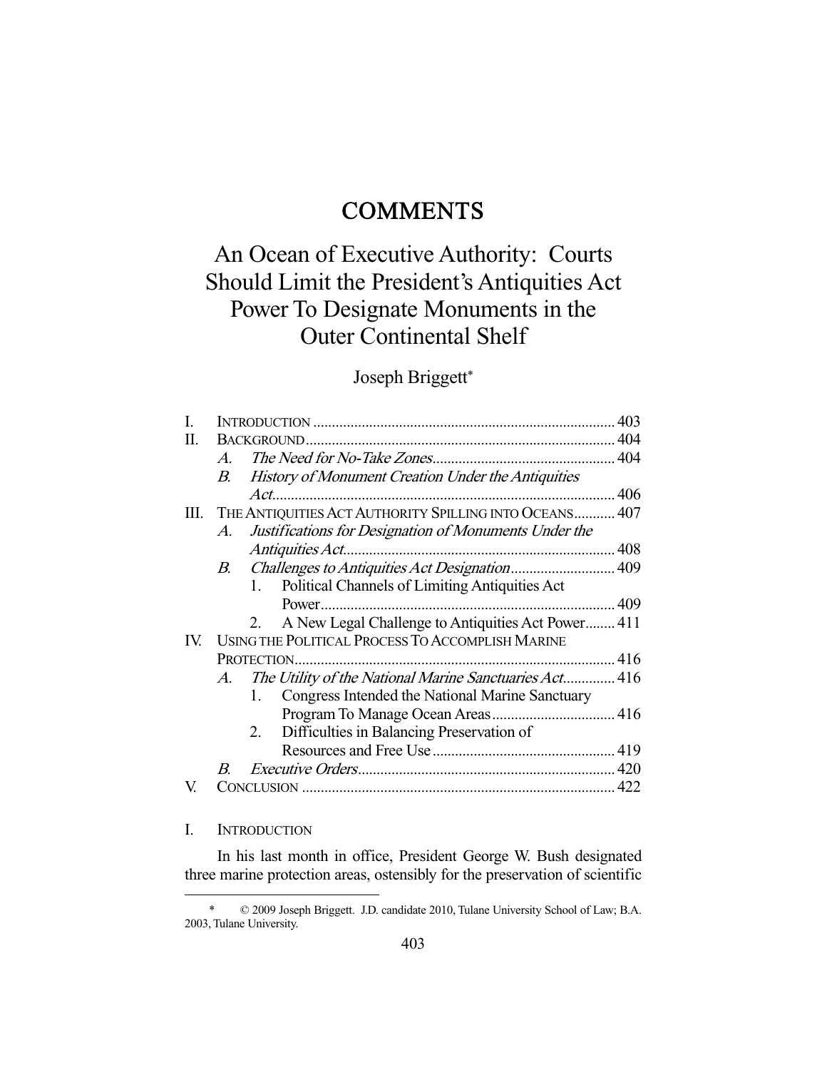# COMMENTS

# An Ocean of Executive Authority: Courts Should Limit the President's Antiquities Act Power To Designate Monuments in the Outer Continental Shelf

Joseph Briggett*

| | | |
|---|---|---|
| I. | INTRODUCTION | 403 |
| II. | BACKGROUND | 404 |
| | *A. The Need for No-Take Zones* | 404 |
| | *B. History of Monument Creation Under the Antiquities Act* | 406 |
| III. | THE ANTIQUITIES ACT AUTHORITY SPILLING INTO OCEANS | 407 |
| | *A. Justifications for Designation of Monuments Under the Antiquities Act* | 408 |
| | *B. Challenges to Antiquities Act Designation* | 409 |
| | 1. Political Channels of Limiting Antiquities Act Power | 409 |
| | 2. A New Legal Challenge to Antiquities Act Power | 411 |
| IV. | USING THE POLITICAL PROCESS TO ACCOMPLISH MARINE PROTECTION | 416 |
| | *A. The Utility of the National Marine Sanctuaries Act* | 416 |
| | 1. Congress Intended the National Marine Sanctuary Program To Manage Ocean Areas | 416 |
| | 2. Difficulties in Balancing Preservation of Resources and Free Use | 419 |
| | *B. Executive Orders* | 420 |
| V. | CONCLUSION | 422 |

## I. INTRODUCTION

In his last month in office, President George W. Bush designated three marine protection areas, ostensibly for the preservation of scientific

---

\* © 2009 Joseph Briggett. J.D. candidate 2010, Tulane University School of Law; B.A. 2003, Tulane University.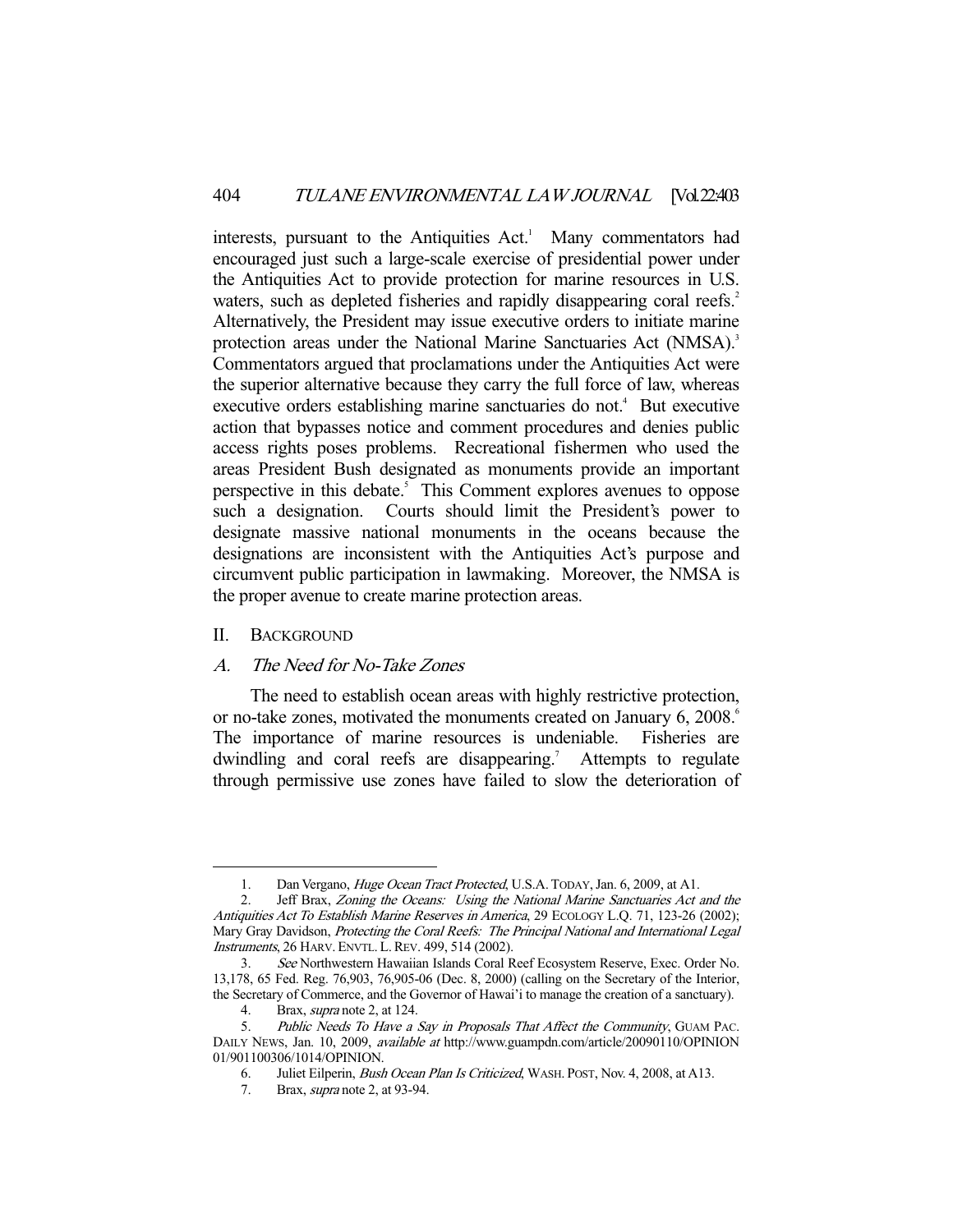interests, pursuant to the Antiquities Act.[1] Many commentators had encouraged just such a large-scale exercise of presidential power under the Antiquities Act to provide protection for marine resources in U.S. waters, such as depleted fisheries and rapidly disappearing coral reefs.[2] Alternatively, the President may issue executive orders to initiate marine protection areas under the National Marine Sanctuaries Act (NMSA).[3] Commentators argued that proclamations under the Antiquities Act were the superior alternative because they carry the full force of law, whereas executive orders establishing marine sanctuaries do not.[4] But executive action that bypasses notice and comment procedures and denies public access rights poses problems. Recreational fishermen who used the areas President Bush designated as monuments provide an important perspective in this debate.[5] This Comment explores avenues to oppose such a designation. Courts should limit the President's power to designate massive national monuments in the oceans because the designations are inconsistent with the Antiquities Act's purpose and circumvent public participation in lawmaking. Moreover, the NMSA is the proper avenue to create marine protection areas.

## II. Background

### A. *The Need for No-Take Zones*

The need to establish ocean areas with highly restrictive protection, or no-take zones, motivated the monuments created on January 6, 2008.[6] The importance of marine resources is undeniable. Fisheries are dwindling and coral reefs are disappearing.[7] Attempts to regulate through permissive use zones have failed to slow the deterioration of

---

1. Dan Vergano, *Huge Ocean Tract Protected*, U.S.A. TODAY, Jan. 6, 2009, at A1.
2. Jeff Brax, *Zoning the Oceans: Using the National Marine Sanctuaries Act and the Antiquities Act To Establish Marine Reserves in America*, 29 ECOLOGY L.Q. 71, 123-26 (2002); Mary Gray Davidson, *Protecting the Coral Reefs: The Principal National and International Legal Instruments*, 26 HARV. ENVTL. L. REV. 499, 514 (2002).
3. *See* Northwestern Hawaiian Islands Coral Reef Ecosystem Reserve, Exec. Order No. 13,178, 65 Fed. Reg. 76,903, 76,905-06 (Dec. 8, 2000) (calling on the Secretary of the Interior, the Secretary of Commerce, and the Governor of Hawai'i to manage the creation of a sanctuary).
4. Brax, *supra* note 2, at 124.
5. *Public Needs To Have a Say in Proposals That Affect the Community*, GUAM PAC. DAILY NEWS, Jan. 10, 2009, *available at* http://www.guampdn.com/article/20090110/OPINION01/901100306/1014/OPINION.
6. Juliet Eilperin, *Bush Ocean Plan Is Criticized*, WASH. POST, Nov. 4, 2008, at A13.
7. Brax, *supra* note 2, at 93-94.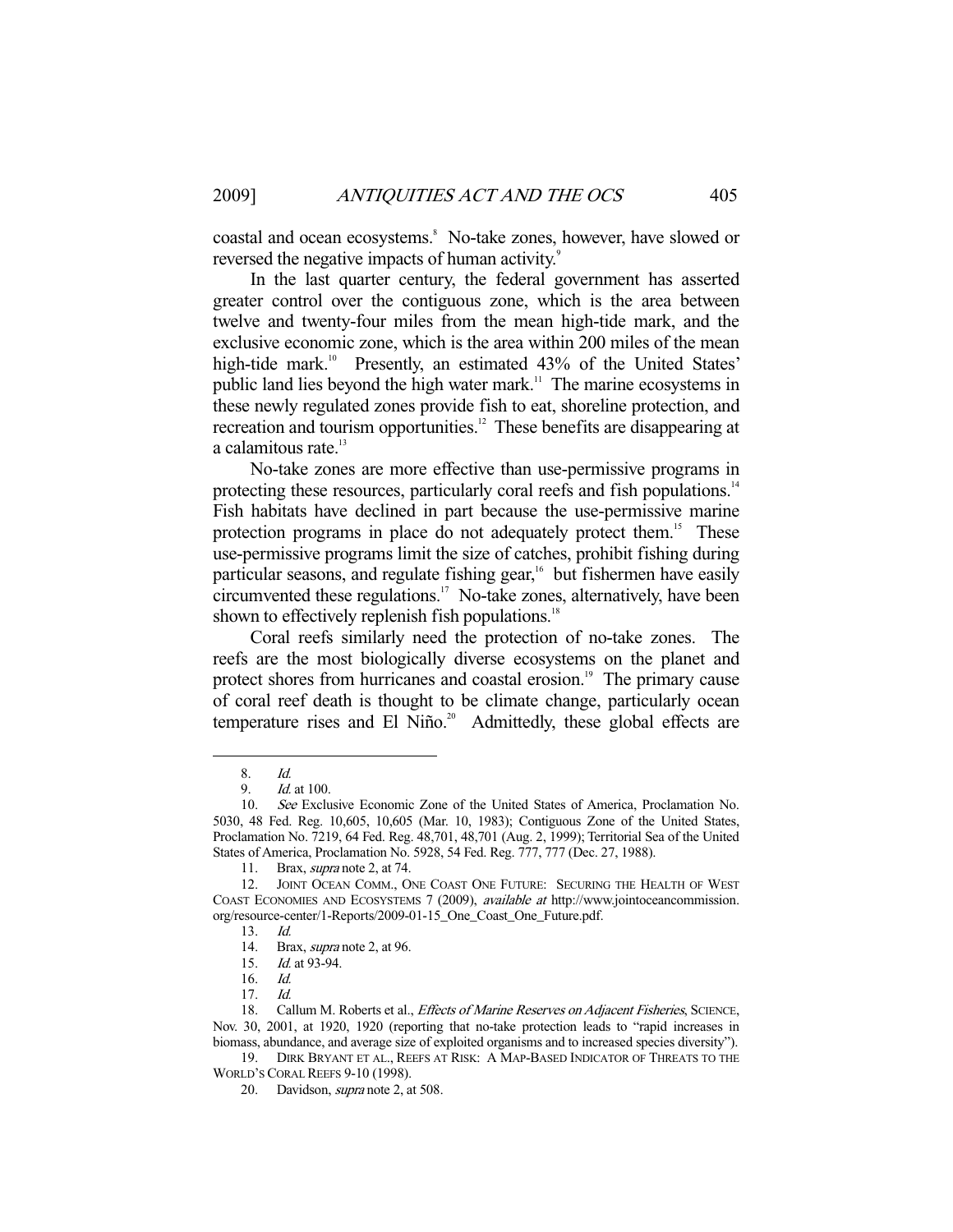coastal and ocean ecosystems.[8] No-take zones, however, have slowed or reversed the negative impacts of human activity.[9]

In the last quarter century, the federal government has asserted greater control over the contiguous zone, which is the area between twelve and twenty-four miles from the mean high-tide mark, and the exclusive economic zone, which is the area within 200 miles of the mean high-tide mark.[10] Presently, an estimated 43% of the United States' public land lies beyond the high water mark.[11] The marine ecosystems in these newly regulated zones provide fish to eat, shoreline protection, and recreation and tourism opportunities.[12] These benefits are disappearing at a calamitous rate.[13]

No-take zones are more effective than use-permissive programs in protecting these resources, particularly coral reefs and fish populations.[14] Fish habitats have declined in part because the use-permissive marine protection programs in place do not adequately protect them.[15] These use-permissive programs limit the size of catches, prohibit fishing during particular seasons, and regulate fishing gear,[16] but fishermen have easily circumvented these regulations.[17] No-take zones, alternatively, have been shown to effectively replenish fish populations.[18]

Coral reefs similarly need the protection of no-take zones. The reefs are the most biologically diverse ecosystems on the planet and protect shores from hurricanes and coastal erosion.[19] The primary cause of coral reef death is thought to be climate change, particularly ocean temperature rises and El Niño.[20] Admittedly, these global effects are

---

8. *Id.*

9. *Id.* at 100.

10. *See* Exclusive Economic Zone of the United States of America, Proclamation No. 5030, 48 Fed. Reg. 10,605, 10,605 (Mar. 10, 1983); Contiguous Zone of the United States, Proclamation No. 7219, 64 Fed. Reg. 48,701, 48,701 (Aug. 2, 1999); Territorial Sea of the United States of America, Proclamation No. 5928, 54 Fed. Reg. 777, 777 (Dec. 27, 1988).

11. Brax, *supra* note 2, at 74.

12. JOINT OCEAN COMM., ONE COAST ONE FUTURE: SECURING THE HEALTH OF WEST COAST ECONOMIES AND ECOSYSTEMS 7 (2009), *available at* http://www.jointoceancommission.org/resource-center/1-Reports/2009-01-15_One_Coast_One_Future.pdf.

13. *Id.*

14. Brax, *supra* note 2, at 96.

15. *Id.* at 93-94.

16. *Id.*

17. *Id.*

18. Callum M. Roberts et al., *Effects of Marine Reserves on Adjacent Fisheries*, SCIENCE, Nov. 30, 2001, at 1920, 1920 (reporting that no-take protection leads to "rapid increases in biomass, abundance, and average size of exploited organisms and to increased species diversity").

19. DIRK BRYANT ET AL., REEFS AT RISK: A MAP-BASED INDICATOR OF THREATS TO THE WORLD'S CORAL REEFS 9-10 (1998).

20. Davidson, *supra* note 2, at 508.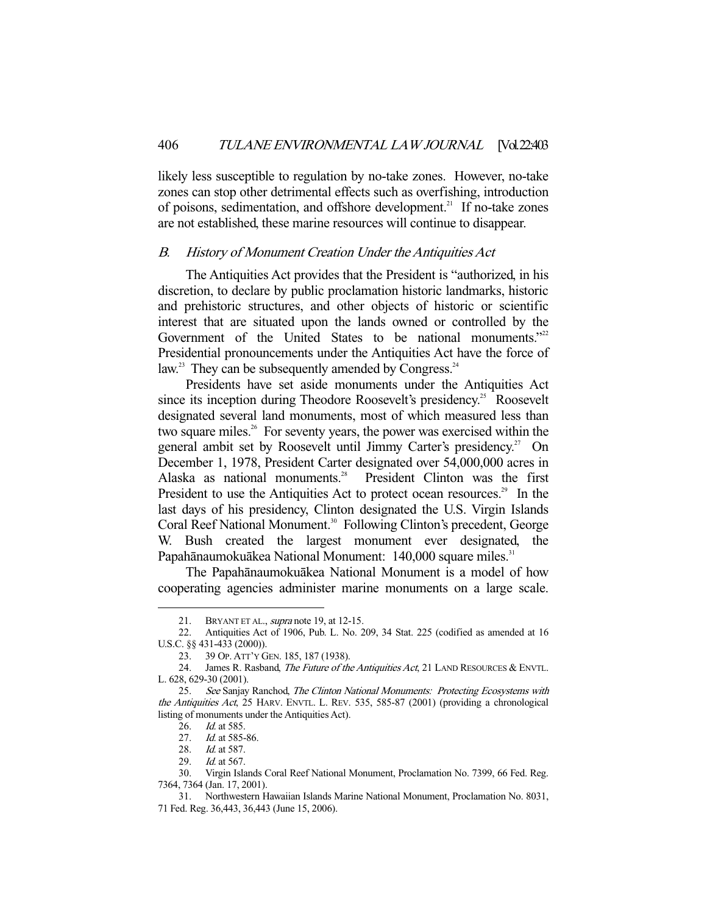likely less susceptible to regulation by no-take zones. However, no-take zones can stop other detrimental effects such as overfishing, introduction of poisons, sedimentation, and offshore development.[21] If no-take zones are not established, these marine resources will continue to disappear.

### *B. History of Monument Creation Under the Antiquities Act*

The Antiquities Act provides that the President is "authorized, in his discretion, to declare by public proclamation historic landmarks, historic and prehistoric structures, and other objects of historic or scientific interest that are situated upon the lands owned or controlled by the Government of the United States to be national monuments."[22] Presidential pronouncements under the Antiquities Act have the force of law.[23] They can be subsequently amended by Congress.[24]

Presidents have set aside monuments under the Antiquities Act since its inception during Theodore Roosevelt's presidency.[25] Roosevelt designated several land monuments, most of which measured less than two square miles.[26] For seventy years, the power was exercised within the general ambit set by Roosevelt until Jimmy Carter's presidency.[27] On December 1, 1978, President Carter designated over 54,000,000 acres in Alaska as national monuments.[28] President Clinton was the first President to use the Antiquities Act to protect ocean resources.[29] In the last days of his presidency, Clinton designated the U.S. Virgin Islands Coral Reef National Monument.[30] Following Clinton's precedent, George W. Bush created the largest monument ever designated, the Papahānaumokuākea National Monument: 140,000 square miles.[31]

The Papahānaumokuākea National Monument is a model of how cooperating agencies administer marine monuments on a large scale.

---

21. BRYANT ET AL., *supra* note 19, at 12-15.

22. Antiquities Act of 1906, Pub. L. No. 209, 34 Stat. 225 (codified as amended at 16 U.S.C. §§ 431-433 (2000)).

23. 39 OP. ATT'Y GEN. 185, 187 (1938).

24. James R. Rasband, *The Future of the Antiquities Act*, 21 LAND RESOURCES & ENVTL. L. 628, 629-30 (2001).

25. *See* Sanjay Ranchod, *The Clinton National Monuments: Protecting Ecosystems with the Antiquities Act*, 25 HARV. ENVTL. L. REV. 535, 585-87 (2001) (providing a chronological listing of monuments under the Antiquities Act).

26. *Id.* at 585.

27. *Id.* at 585-86.

28. *Id.* at 587.

29. *Id.* at 567.

30. Virgin Islands Coral Reef National Monument, Proclamation No. 7399, 66 Fed. Reg. 7364, 7364 (Jan. 17, 2001).

31. Northwestern Hawaiian Islands Marine National Monument, Proclamation No. 8031, 71 Fed. Reg. 36,443, 36,443 (June 15, 2006).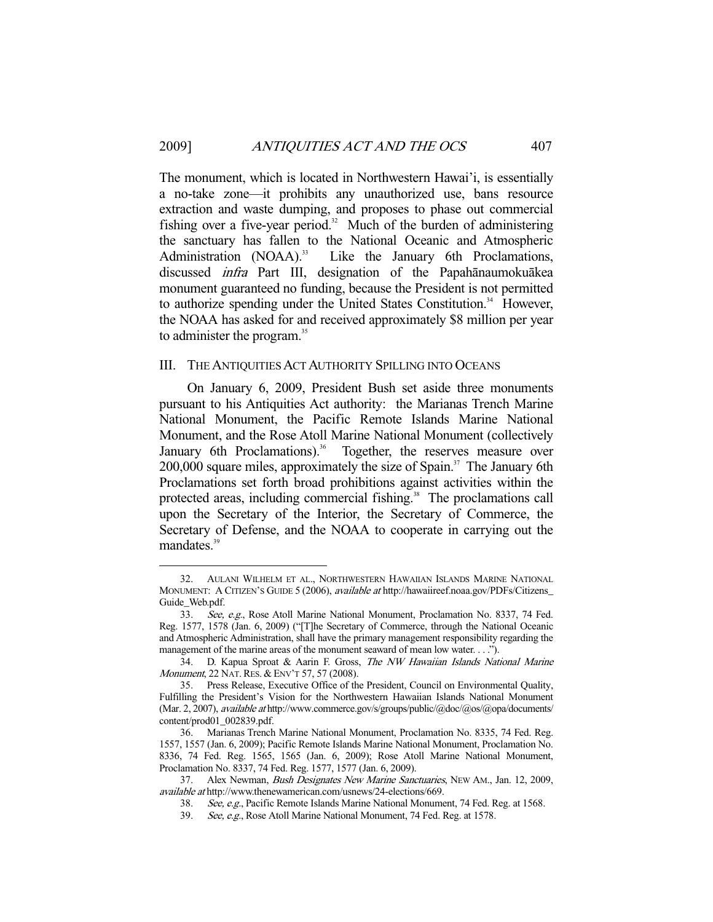The monument, which is located in Northwestern Hawai'i, is essentially a no-take zone—it prohibits any unauthorized use, bans resource extraction and waste dumping, and proposes to phase out commercial fishing over a five-year period.[32] Much of the burden of administering the sanctuary has fallen to the National Oceanic and Atmospheric Administration (NOAA).[33] Like the January 6th Proclamations, discussed *infra* Part III, designation of the Papahānaumokuākea monument guaranteed no funding, because the President is not permitted to authorize spending under the United States Constitution.[34] However, the NOAA has asked for and received approximately \$8 million per year to administer the program.[35]

## III. THE ANTIQUITIES ACT AUTHORITY SPILLING INTO OCEANS

On January 6, 2009, President Bush set aside three monuments pursuant to his Antiquities Act authority: the Marianas Trench Marine National Monument, the Pacific Remote Islands Marine National Monument, and the Rose Atoll Marine National Monument (collectively January 6th Proclamations).[36] Together, the reserves measure over 200,000 square miles, approximately the size of Spain.[37] The January 6th Proclamations set forth broad prohibitions against activities within the protected areas, including commercial fishing.[38] The proclamations call upon the Secretary of the Interior, the Secretary of Commerce, the Secretary of Defense, and the NOAA to cooperate in carrying out the mandates.[39]

---

32. AULANI WILHELM ET AL., NORTHWESTERN HAWAIIAN ISLANDS MARINE NATIONAL MONUMENT: A CITIZEN'S GUIDE 5 (2006), *available at* http://hawaiireef.noaa.gov/PDFs/Citizens_Guide_Web.pdf.

33. *See, e.g.*, Rose Atoll Marine National Monument, Proclamation No. 8337, 74 Fed. Reg. 1577, 1578 (Jan. 6, 2009) ("[T]he Secretary of Commerce, through the National Oceanic and Atmospheric Administration, shall have the primary management responsibility regarding the management of the marine areas of the monument seaward of mean low water. . . .").

34. D. Kapua Sproat & Aarin F. Gross, *The NW Hawaiian Islands National Marine Monument*, 22 NAT. RES. & ENV'T 57, 57 (2008).

35. Press Release, Executive Office of the President, Council on Environmental Quality, Fulfilling the President's Vision for the Northwestern Hawaiian Islands National Monument (Mar. 2, 2007), *available at* http://www.commerce.gov/s/groups/public/@doc/@os/@opa/documents/content/prod01_002839.pdf.

36. Marianas Trench Marine National Monument, Proclamation No. 8335, 74 Fed. Reg. 1557, 1557 (Jan. 6, 2009); Pacific Remote Islands Marine National Monument, Proclamation No. 8336, 74 Fed. Reg. 1565, 1565 (Jan. 6, 2009); Rose Atoll Marine National Monument, Proclamation No. 8337, 74 Fed. Reg. 1577, 1577 (Jan. 6, 2009).

37. Alex Newman, *Bush Designates New Marine Sanctuaries*, NEW AM., Jan. 12, 2009, *available at* http://www.thenewamerican.com/usnews/24-elections/669.

38. *See, e.g.*, Pacific Remote Islands Marine National Monument, 74 Fed. Reg. at 1568.

39. *See, e.g.*, Rose Atoll Marine National Monument, 74 Fed. Reg. at 1578.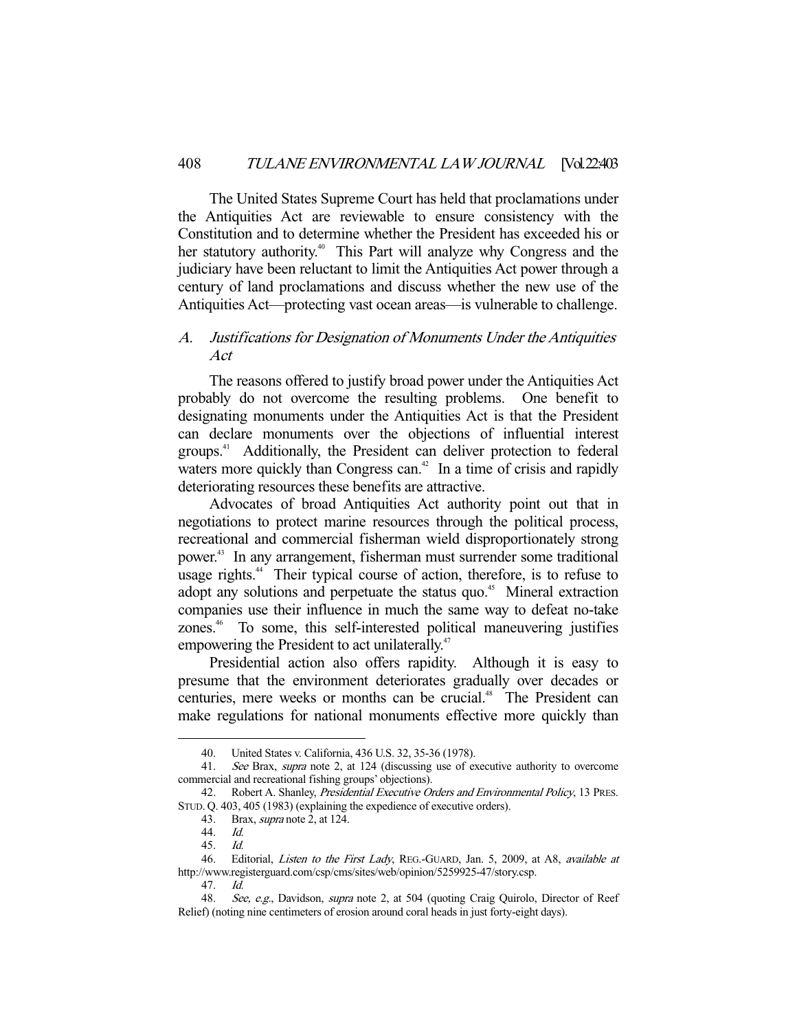The United States Supreme Court has held that proclamations under the Antiquities Act are reviewable to ensure consistency with the Constitution and to determine whether the President has exceeded his or her statutory authority.[40] This Part will analyze why Congress and the judiciary have been reluctant to limit the Antiquities Act power through a century of land proclamations and discuss whether the new use of the Antiquities Act—protecting vast ocean areas—is vulnerable to challenge.

### A. *Justifications for Designation of Monuments Under the Antiquities Act*

The reasons offered to justify broad power under the Antiquities Act probably do not overcome the resulting problems. One benefit to designating monuments under the Antiquities Act is that the President can declare monuments over the objections of influential interest groups.[41] Additionally, the President can deliver protection to federal waters more quickly than Congress can.[42] In a time of crisis and rapidly deteriorating resources these benefits are attractive.

Advocates of broad Antiquities Act authority point out that in negotiations to protect marine resources through the political process, recreational and commercial fisherman wield disproportionately strong power.[43] In any arrangement, fisherman must surrender some traditional usage rights.[44] Their typical course of action, therefore, is to refuse to adopt any solutions and perpetuate the status quo.[45] Mineral extraction companies use their influence in much the same way to defeat no-take zones.[46] To some, this self-interested political maneuvering justifies empowering the President to act unilaterally.[47]

Presidential action also offers rapidity. Although it is easy to presume that the environment deteriorates gradually over decades or centuries, mere weeks or months can be crucial.[48] The President can make regulations for national monuments effective more quickly than

---

40. United States v. California, 436 U.S. 32, 35-36 (1978).

41. *See* Brax, *supra* note 2, at 124 (discussing use of executive authority to overcome commercial and recreational fishing groups' objections).

42. Robert A. Shanley, *Presidential Executive Orders and Environmental Policy*, 13 PRES. STUD. Q. 403, 405 (1983) (explaining the expedience of executive orders).

43. Brax, *supra* note 2, at 124.

44. *Id.*

45. *Id.*

46. Editorial, *Listen to the First Lady*, REG.-GUARD, Jan. 5, 2009, at A8, *available at* http://www.registerguard.com/csp/cms/sites/web/opinion/5259925-47/story.csp.

47. *Id.*

48. *See, e.g.*, Davidson, *supra* note 2, at 504 (quoting Craig Quirolo, Director of Reef Relief) (noting nine centimeters of erosion around coral heads in just forty-eight days).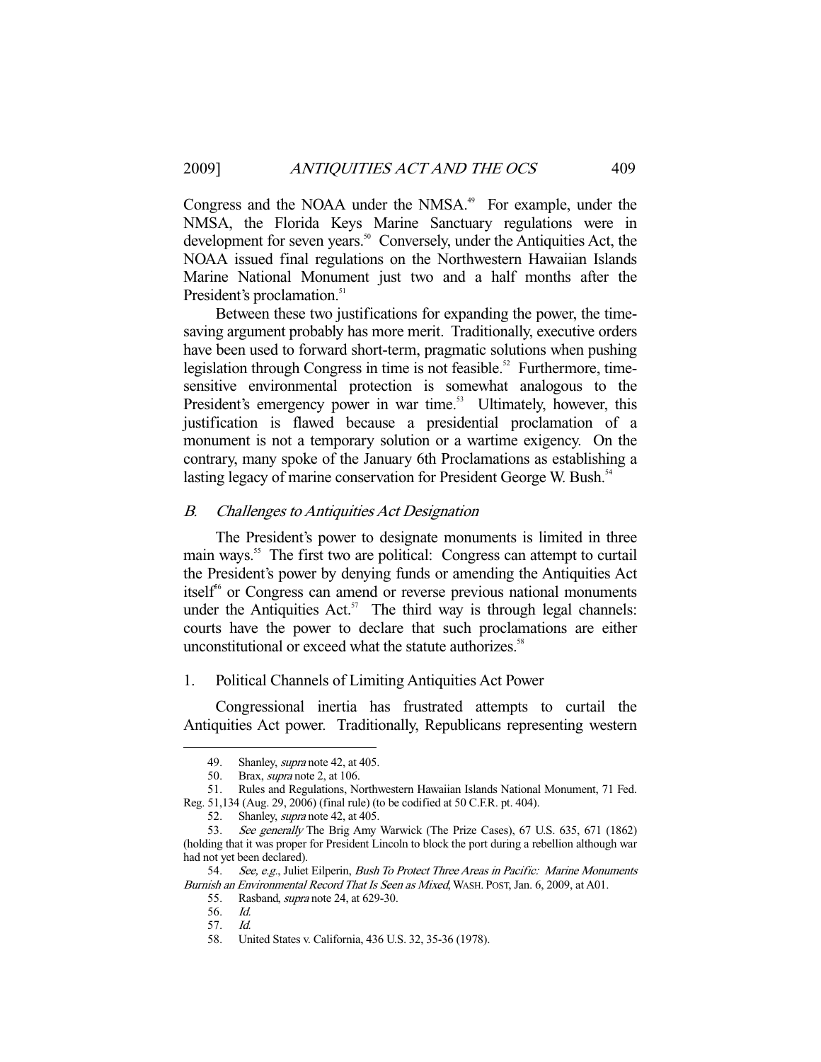Congress and the NOAA under the NMSA.[49] For example, under the NMSA, the Florida Keys Marine Sanctuary regulations were in development for seven years.[50] Conversely, under the Antiquities Act, the NOAA issued final regulations on the Northwestern Hawaiian Islands Marine National Monument just two and a half months after the President's proclamation.[51]

Between these two justifications for expanding the power, the time-saving argument probably has more merit. Traditionally, executive orders have been used to forward short-term, pragmatic solutions when pushing legislation through Congress in time is not feasible.[52] Furthermore, time-sensitive environmental protection is somewhat analogous to the President's emergency power in war time.[53] Ultimately, however, this justification is flawed because a presidential proclamation of a monument is not a temporary solution or a wartime exigency. On the contrary, many spoke of the January 6th Proclamations as establishing a lasting legacy of marine conservation for President George W. Bush.[54]

### *B. Challenges to Antiquities Act Designation*

The President's power to designate monuments is limited in three main ways.[55] The first two are political: Congress can attempt to curtail the President's power by denying funds or amending the Antiquities Act itself[56] or Congress can amend or reverse previous national monuments under the Antiquities Act.[57] The third way is through legal channels: courts have the power to declare that such proclamations are either unconstitutional or exceed what the statute authorizes.[58]

#### 1. Political Channels of Limiting Antiquities Act Power

Congressional inertia has frustrated attempts to curtail the Antiquities Act power. Traditionally, Republicans representing western

---

49. Shanley, *supra* note 42, at 405.

50. Brax, *supra* note 2, at 106.

51. Rules and Regulations, Northwestern Hawaiian Islands National Monument, 71 Fed. Reg. 51,134 (Aug. 29, 2006) (final rule) (to be codified at 50 C.F.R. pt. 404).

52. Shanley, *supra* note 42, at 405.

53. *See generally* The Brig Amy Warwick (The Prize Cases), 67 U.S. 635, 671 (1862) (holding that it was proper for President Lincoln to block the port during a rebellion although war had not yet been declared).

54. *See, e.g.*, Juliet Eilperin, *Bush To Protect Three Areas in Pacific: Marine Monuments Burnish an Environmental Record That Is Seen as Mixed*, WASH. POST, Jan. 6, 2009, at A01.

55. Rasband, *supra* note 24, at 629-30.

56. *Id.*

57. *Id.*

58. United States v. California, 436 U.S. 32, 35-36 (1978).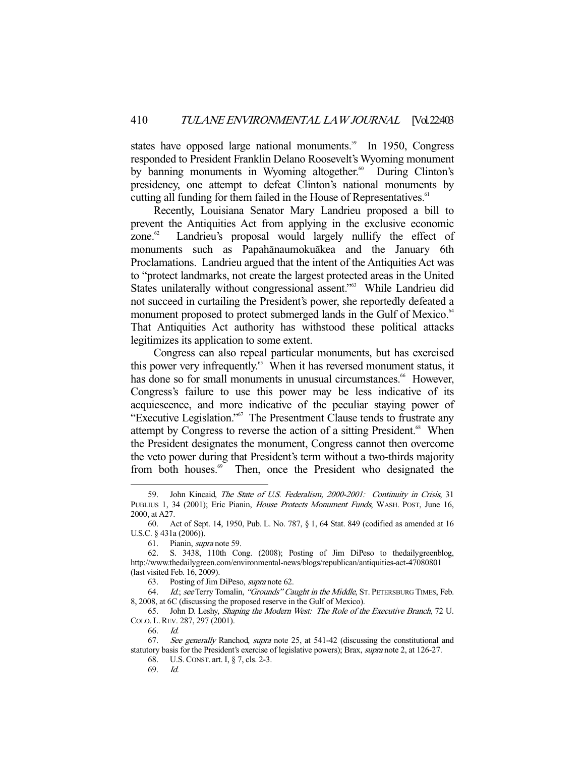states have opposed large national monuments.[59] In 1950, Congress responded to President Franklin Delano Roosevelt's Wyoming monument by banning monuments in Wyoming altogether.[60] During Clinton's presidency, one attempt to defeat Clinton's national monuments by cutting all funding for them failed in the House of Representatives.[61]

Recently, Louisiana Senator Mary Landrieu proposed a bill to prevent the Antiquities Act from applying in the exclusive economic zone.[62] Landrieu's proposal would largely nullify the effect of monuments such as Papahānaumokuākea and the January 6th Proclamations. Landrieu argued that the intent of the Antiquities Act was to "protect landmarks, not create the largest protected areas in the United States unilaterally without congressional assent."[63] While Landrieu did not succeed in curtailing the President's power, she reportedly defeated a monument proposed to protect submerged lands in the Gulf of Mexico.[64] That Antiquities Act authority has withstood these political attacks legitimizes its application to some extent.

Congress can also repeal particular monuments, but has exercised this power very infrequently.[65] When it has reversed monument status, it has done so for small monuments in unusual circumstances.[66] However, Congress's failure to use this power may be less indicative of its acquiescence, and more indicative of the peculiar staying power of "Executive Legislation."[67] The Presentment Clause tends to frustrate any attempt by Congress to reverse the action of a sitting President.[68] When the President designates the monument, Congress cannot then overcome the veto power during that President's term without a two-thirds majority from both houses.[69] Then, once the President who designated the

---

59. John Kincaid, *The State of U.S. Federalism, 2000-2001: Continuity in Crisis*, 31 PUBLIUS 1, 34 (2001); Eric Pianin, *House Protects Monument Funds*, WASH. POST, June 16, 2000, at A27.

60. Act of Sept. 14, 1950, Pub. L. No. 787, § 1, 64 Stat. 849 (codified as amended at 16 U.S.C. § 431a (2006)).

61. Pianin, *supra* note 59.

62. S. 3438, 110th Cong. (2008); Posting of Jim DiPeso to thedailygreenblog, http://www.thedailygreen.com/environmental-news/blogs/republican/antiquities-act-47080801 (last visited Feb. 16, 2009).

63. Posting of Jim DiPeso, *supra* note 62.

64. *Id.*; *see* Terry Tomalin, *"Grounds" Caught in the Middle*, ST. PETERSBURG TIMES, Feb. 8, 2008, at 6C (discussing the proposed reserve in the Gulf of Mexico).

65. John D. Leshy, *Shaping the Modern West: The Role of the Executive Branch*, 72 U. COLO. L. REV. 287, 297 (2001).

66. *Id.*

67. *See generally* Ranchod, *supra* note 25, at 541-42 (discussing the constitutional and statutory basis for the President's exercise of legislative powers); Brax, *supra* note 2, at 126-27.

68. U.S. CONST. art. I, § 7, cls. 2-3.

69. *Id.*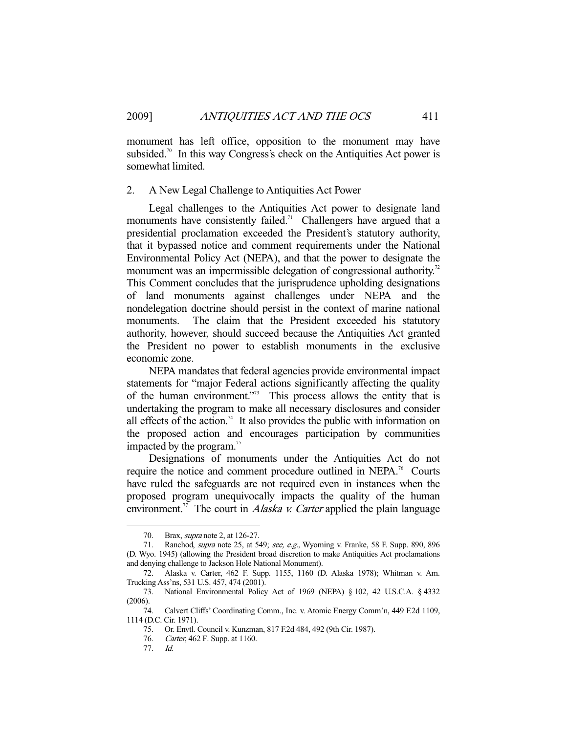monument has left office, opposition to the monument may have subsided.[70] In this way Congress's check on the Antiquities Act power is somewhat limited.

### 2. A New Legal Challenge to Antiquities Act Power

Legal challenges to the Antiquities Act power to designate land monuments have consistently failed.[71] Challengers have argued that a presidential proclamation exceeded the President's statutory authority, that it bypassed notice and comment requirements under the National Environmental Policy Act (NEPA), and that the power to designate the monument was an impermissible delegation of congressional authority.[72] This Comment concludes that the jurisprudence upholding designations of land monuments against challenges under NEPA and the nondelegation doctrine should persist in the context of marine national monuments. The claim that the President exceeded his statutory authority, however, should succeed because the Antiquities Act granted the President no power to establish monuments in the exclusive economic zone.

NEPA mandates that federal agencies provide environmental impact statements for "major Federal actions significantly affecting the quality of the human environment."[73] This process allows the entity that is undertaking the program to make all necessary disclosures and consider all effects of the action.[74] It also provides the public with information on the proposed action and encourages participation by communities impacted by the program.[75]

Designations of monuments under the Antiquities Act do not require the notice and comment procedure outlined in NEPA.[76] Courts have ruled the safeguards are not required even in instances when the proposed program unequivocally impacts the quality of the human environment.[77] The court in *Alaska v. Carter* applied the plain language

---

70. Brax, *supra* note 2, at 126-27.

71. Ranchod, *supra* note 25, at 549; *see, e.g.*, Wyoming v. Franke, 58 F. Supp. 890, 896 (D. Wyo. 1945) (allowing the President broad discretion to make Antiquities Act proclamations and denying challenge to Jackson Hole National Monument).

72. Alaska v. Carter, 462 F. Supp. 1155, 1160 (D. Alaska 1978); Whitman v. Am. Trucking Ass'ns, 531 U.S. 457, 474 (2001).

73. National Environmental Policy Act of 1969 (NEPA) § 102, 42 U.S.C.A. § 4332 (2006).

74. Calvert Cliffs' Coordinating Comm., Inc. v. Atomic Energy Comm'n, 449 F.2d 1109, 1114 (D.C. Cir. 1971).

75. Or. Envtl. Council v. Kunzman, 817 F.2d 484, 492 (9th Cir. 1987).

76. *Carter*, 462 F. Supp. at 1160.

77. *Id.*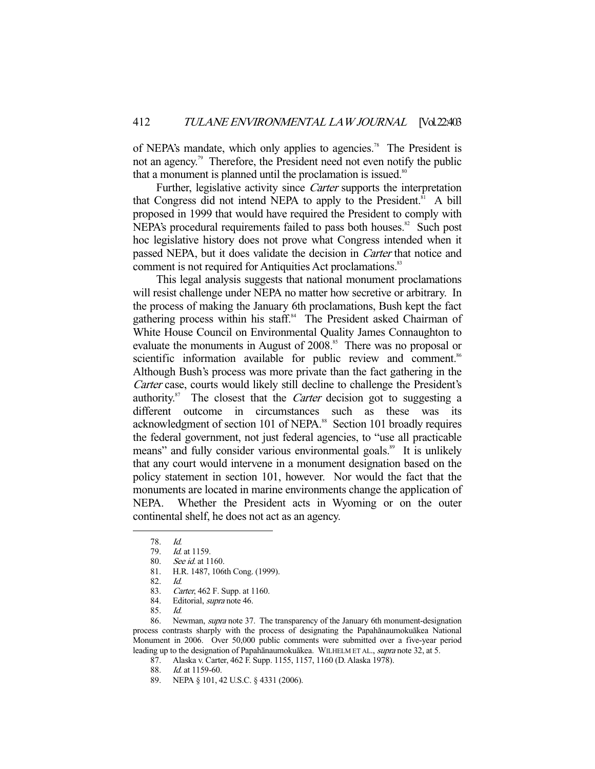of NEPA's mandate, which only applies to agencies.[78] The President is not an agency.[79] Therefore, the President need not even notify the public that a monument is planned until the proclamation is issued.[80]

Further, legislative activity since *Carter* supports the interpretation that Congress did not intend NEPA to apply to the President.[81] A bill proposed in 1999 that would have required the President to comply with NEPA's procedural requirements failed to pass both houses.[82] Such post hoc legislative history does not prove what Congress intended when it passed NEPA, but it does validate the decision in *Carter* that notice and comment is not required for Antiquities Act proclamations.[83]

This legal analysis suggests that national monument proclamations will resist challenge under NEPA no matter how secretive or arbitrary. In the process of making the January 6th proclamations, Bush kept the fact gathering process within his staff.[84] The President asked Chairman of White House Council on Environmental Quality James Connaughton to evaluate the monuments in August of 2008.[85] There was no proposal or scientific information available for public review and comment.[86] Although Bush's process was more private than the fact gathering in the *Carter* case, courts would likely still decline to challenge the President's authority.[87] The closest that the *Carter* decision got to suggesting a different outcome in circumstances such as these was its acknowledgment of section 101 of NEPA.[88] Section 101 broadly requires the federal government, not just federal agencies, to "use all practicable means" and fully consider various environmental goals.[89] It is unlikely that any court would intervene in a monument designation based on the policy statement in section 101, however. Nor would the fact that the monuments are located in marine environments change the application of NEPA. Whether the President acts in Wyoming or on the outer continental shelf, he does not act as an agency.

---

78. *Id.*
79. *Id.* at 1159.
80. *See id.* at 1160.
81. H.R. 1487, 106th Cong. (1999).
82. *Id.*
83. *Carter*, 462 F. Supp. at 1160.
84. Editorial, *supra* note 46.
85. *Id.*
86. Newman, *supra* note 37. The transparency of the January 6th monument-designation process contrasts sharply with the process of designating the Papahānaumokuākea National Monument in 2006. Over 50,000 public comments were submitted over a five-year period leading up to the designation of Papahānaumokuākea. WILHELM ET AL., *supra* note 32, at 5.
87. Alaska v. Carter, 462 F. Supp. 1155, 1157, 1160 (D. Alaska 1978).
88. *Id.* at 1159-60.
89. NEPA § 101, 42 U.S.C. § 4331 (2006).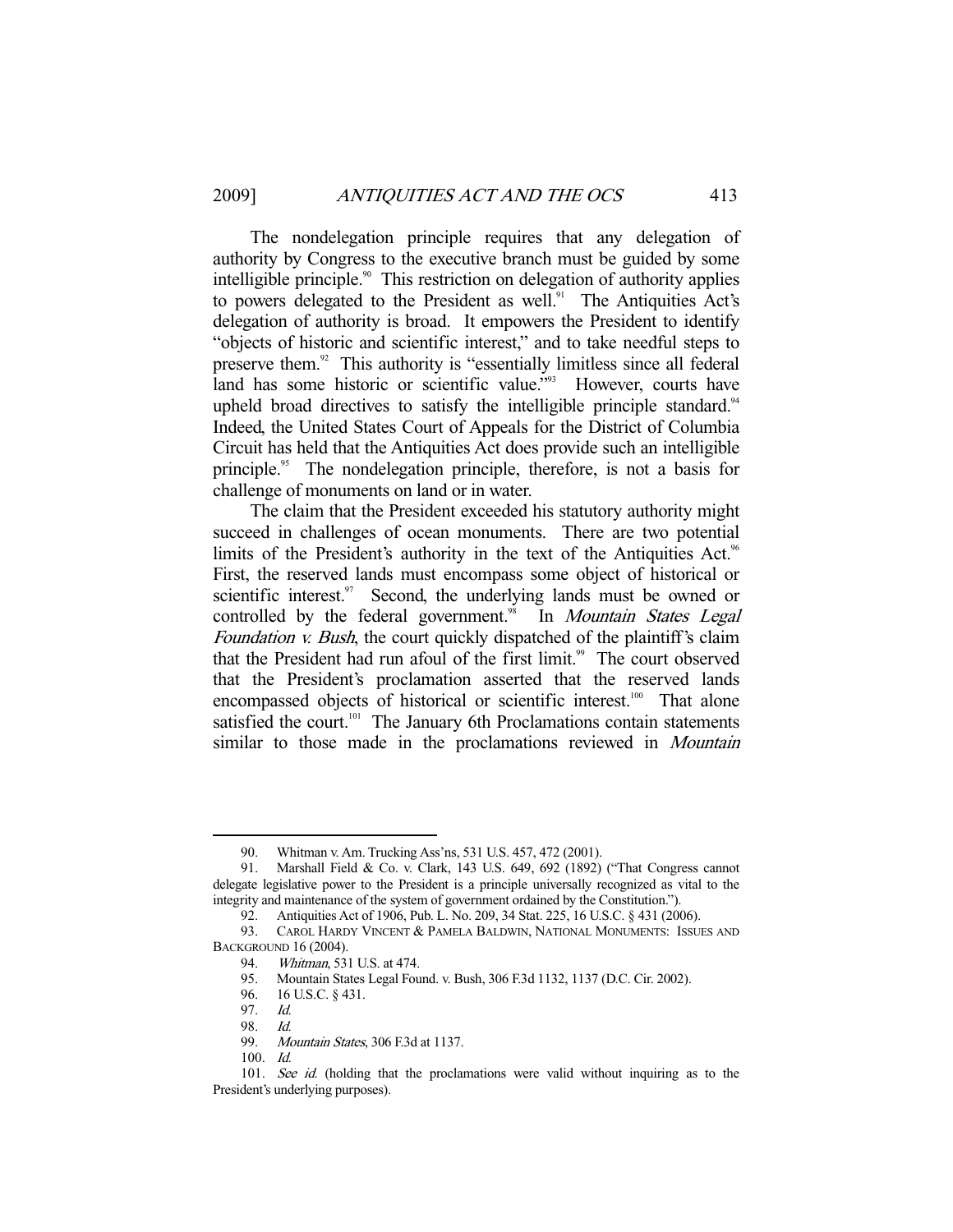The nondelegation principle requires that any delegation of authority by Congress to the executive branch must be guided by some intelligible principle.[90] This restriction on delegation of authority applies to powers delegated to the President as well.[91] The Antiquities Act's delegation of authority is broad. It empowers the President to identify "objects of historic and scientific interest," and to take needful steps to preserve them.[92] This authority is "essentially limitless since all federal land has some historic or scientific value."[93] However, courts have upheld broad directives to satisfy the intelligible principle standard.[94] Indeed, the United States Court of Appeals for the District of Columbia Circuit has held that the Antiquities Act does provide such an intelligible principle.[95] The nondelegation principle, therefore, is not a basis for challenge of monuments on land or in water.

The claim that the President exceeded his statutory authority might succeed in challenges of ocean monuments. There are two potential limits of the President's authority in the text of the Antiquities Act.[96] First, the reserved lands must encompass some object of historical or scientific interest.[97] Second, the underlying lands must be owned or controlled by the federal government.[98] In *Mountain States Legal Foundation v. Bush*, the court quickly dispatched of the plaintiff's claim that the President had run afoul of the first limit.[99] The court observed that the President's proclamation asserted that the reserved lands encompassed objects of historical or scientific interest.[100] That alone satisfied the court.[101] The January 6th Proclamations contain statements similar to those made in the proclamations reviewed in *Mountain*

---

90. Whitman v. Am. Trucking Ass'ns, 531 U.S. 457, 472 (2001).

91. Marshall Field & Co. v. Clark, 143 U.S. 649, 692 (1892) ("That Congress cannot delegate legislative power to the President is a principle universally recognized as vital to the integrity and maintenance of the system of government ordained by the Constitution.").

92. Antiquities Act of 1906, Pub. L. No. 209, 34 Stat. 225, 16 U.S.C. § 431 (2006).

93. CAROL HARDY VINCENT & PAMELA BALDWIN, NATIONAL MONUMENTS: ISSUES AND BACKGROUND 16 (2004).

94. *Whitman*, 531 U.S. at 474.

95. Mountain States Legal Found. v. Bush, 306 F.3d 1132, 1137 (D.C. Cir. 2002).

96. 16 U.S.C. § 431.

97. *Id.*

98. *Id.*

99. *Mountain States*, 306 F.3d at 1137.

100. *Id.*

101. *See id.* (holding that the proclamations were valid without inquiring as to the President's underlying purposes).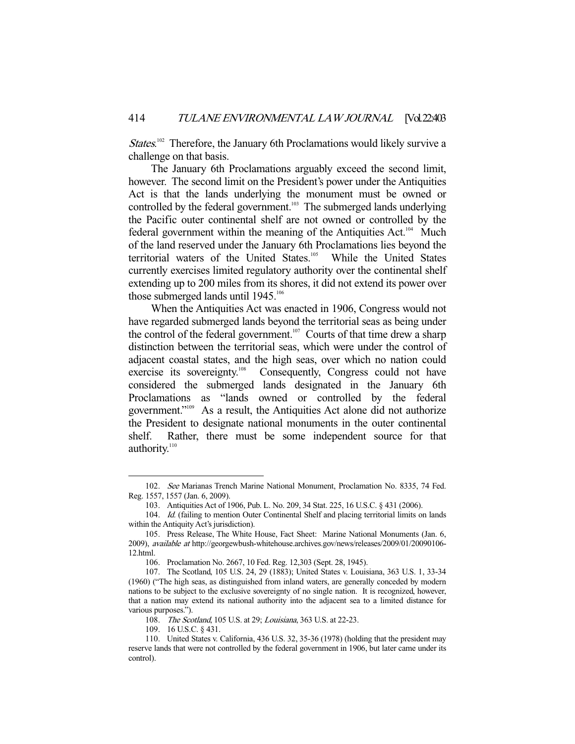*States*.[102] Therefore, the January 6th Proclamations would likely survive a challenge on that basis.

The January 6th Proclamations arguably exceed the second limit, however. The second limit on the President's power under the Antiquities Act is that the lands underlying the monument must be owned or controlled by the federal government.[103] The submerged lands underlying the Pacific outer continental shelf are not owned or controlled by the federal government within the meaning of the Antiquities Act.[104] Much of the land reserved under the January 6th Proclamations lies beyond the territorial waters of the United States.[105] While the United States currently exercises limited regulatory authority over the continental shelf extending up to 200 miles from its shores, it did not extend its power over those submerged lands until 1945.[106]

When the Antiquities Act was enacted in 1906, Congress would not have regarded submerged lands beyond the territorial seas as being under the control of the federal government.[107] Courts of that time drew a sharp distinction between the territorial seas, which were under the control of adjacent coastal states, and the high seas, over which no nation could exercise its sovereignty.[108] Consequently, Congress could not have considered the submerged lands designated in the January 6th Proclamations as "lands owned or controlled by the federal government."[109] As a result, the Antiquities Act alone did not authorize the President to designate national monuments in the outer continental shelf. Rather, there must be some independent source for that authority.[110]

---

102. *See* Marianas Trench Marine National Monument, Proclamation No. 8335, 74 Fed. Reg. 1557, 1557 (Jan. 6, 2009).

103. Antiquities Act of 1906, Pub. L. No. 209, 34 Stat. 225, 16 U.S.C. § 431 (2006).

104. *Id.* (failing to mention Outer Continental Shelf and placing territorial limits on lands within the Antiquity Act's jurisdiction).

105. Press Release, The White House, Fact Sheet: Marine National Monuments (Jan. 6, 2009), *available at* http://georgewbush-whitehouse.archives.gov/news/releases/2009/01/20090106-12.html.

106. Proclamation No. 2667, 10 Fed. Reg. 12,303 (Sept. 28, 1945).

107. The Scotland, 105 U.S. 24, 29 (1883); United States v. Louisiana, 363 U.S. 1, 33-34 (1960) ("The high seas, as distinguished from inland waters, are generally conceded by modern nations to be subject to the exclusive sovereignty of no single nation. It is recognized, however, that a nation may extend its national authority into the adjacent sea to a limited distance for various purposes.").

108. *The Scotland*, 105 U.S. at 29; *Louisiana*, 363 U.S. at 22-23.

109. 16 U.S.C. § 431.

110. United States v. California, 436 U.S. 32, 35-36 (1978) (holding that the president may reserve lands that were not controlled by the federal government in 1906, but later came under its control).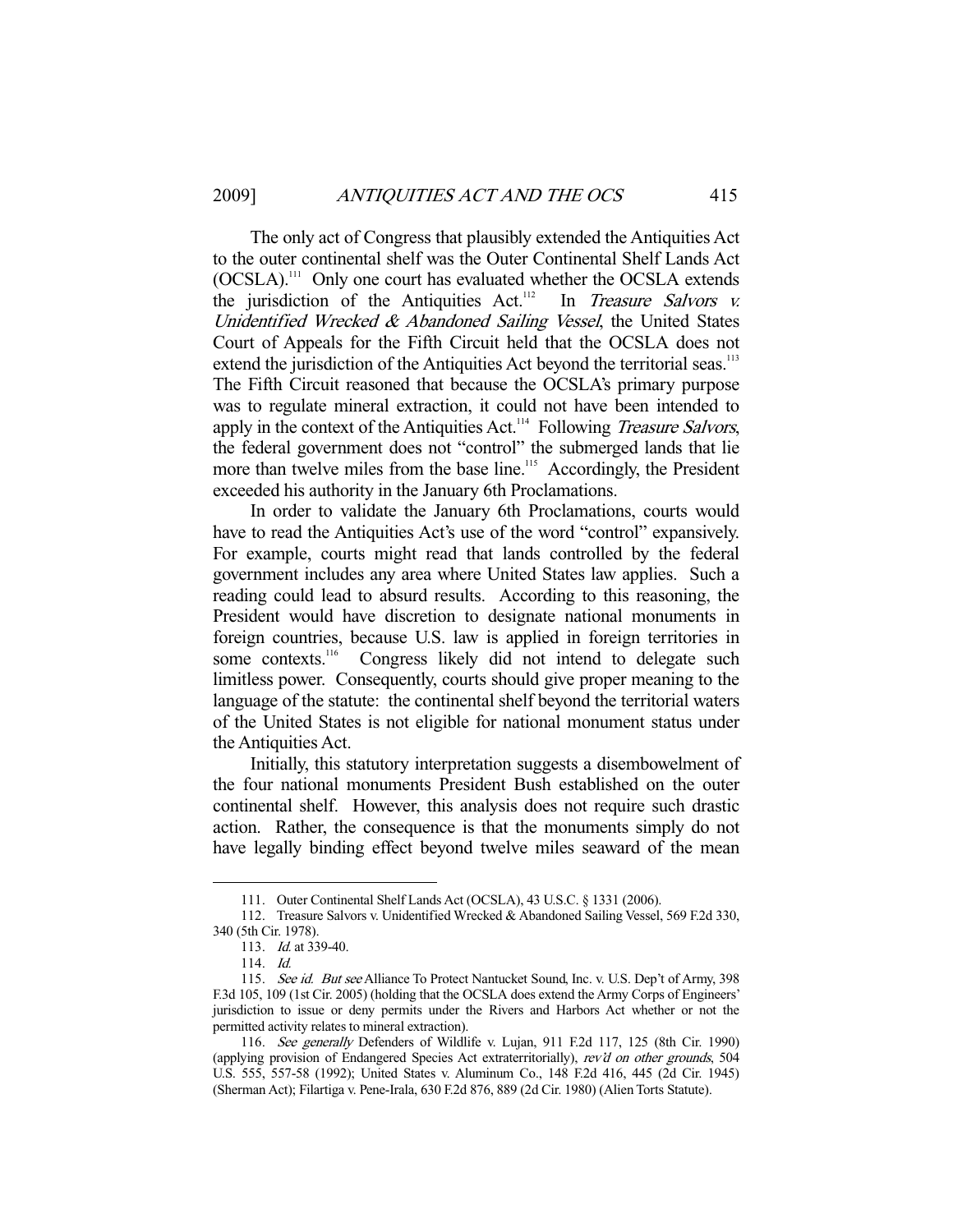The only act of Congress that plausibly extended the Antiquities Act to the outer continental shelf was the Outer Continental Shelf Lands Act (OCSLA).[111] Only one court has evaluated whether the OCSLA extends the jurisdiction of the Antiquities Act.[112] In *Treasure Salvors v. Unidentified Wrecked & Abandoned Sailing Vessel*, the United States Court of Appeals for the Fifth Circuit held that the OCSLA does not extend the jurisdiction of the Antiquities Act beyond the territorial seas.[113] The Fifth Circuit reasoned that because the OCSLA's primary purpose was to regulate mineral extraction, it could not have been intended to apply in the context of the Antiquities Act.[114] Following *Treasure Salvors*, the federal government does not "control" the submerged lands that lie more than twelve miles from the base line.[115] Accordingly, the President exceeded his authority in the January 6th Proclamations.

In order to validate the January 6th Proclamations, courts would have to read the Antiquities Act's use of the word "control" expansively. For example, courts might read that lands controlled by the federal government includes any area where United States law applies. Such a reading could lead to absurd results. According to this reasoning, the President would have discretion to designate national monuments in foreign countries, because U.S. law is applied in foreign territories in some contexts.[116] Congress likely did not intend to delegate such limitless power. Consequently, courts should give proper meaning to the language of the statute: the continental shelf beyond the territorial waters of the United States is not eligible for national monument status under the Antiquities Act.

Initially, this statutory interpretation suggests a disembowelment of the four national monuments President Bush established on the outer continental shelf. However, this analysis does not require such drastic action. Rather, the consequence is that the monuments simply do not have legally binding effect beyond twelve miles seaward of the mean

---

111. Outer Continental Shelf Lands Act (OCSLA), 43 U.S.C. § 1331 (2006).

112. Treasure Salvors v. Unidentified Wrecked & Abandoned Sailing Vessel, 569 F.2d 330, 340 (5th Cir. 1978).

113. *Id.* at 339-40.

114. *Id.*

115. *See id. But see* Alliance To Protect Nantucket Sound, Inc. v. U.S. Dep't of Army, 398 F.3d 105, 109 (1st Cir. 2005) (holding that the OCSLA does extend the Army Corps of Engineers' jurisdiction to issue or deny permits under the Rivers and Harbors Act whether or not the permitted activity relates to mineral extraction).

116. *See generally* Defenders of Wildlife v. Lujan, 911 F.2d 117, 125 (8th Cir. 1990) (applying provision of Endangered Species Act extraterritorially), *rev'd on other grounds*, 504 U.S. 555, 557-58 (1992); United States v. Aluminum Co., 148 F.2d 416, 445 (2d Cir. 1945) (Sherman Act); Filartiga v. Pene-Irala, 630 F.2d 876, 889 (2d Cir. 1980) (Alien Torts Statute).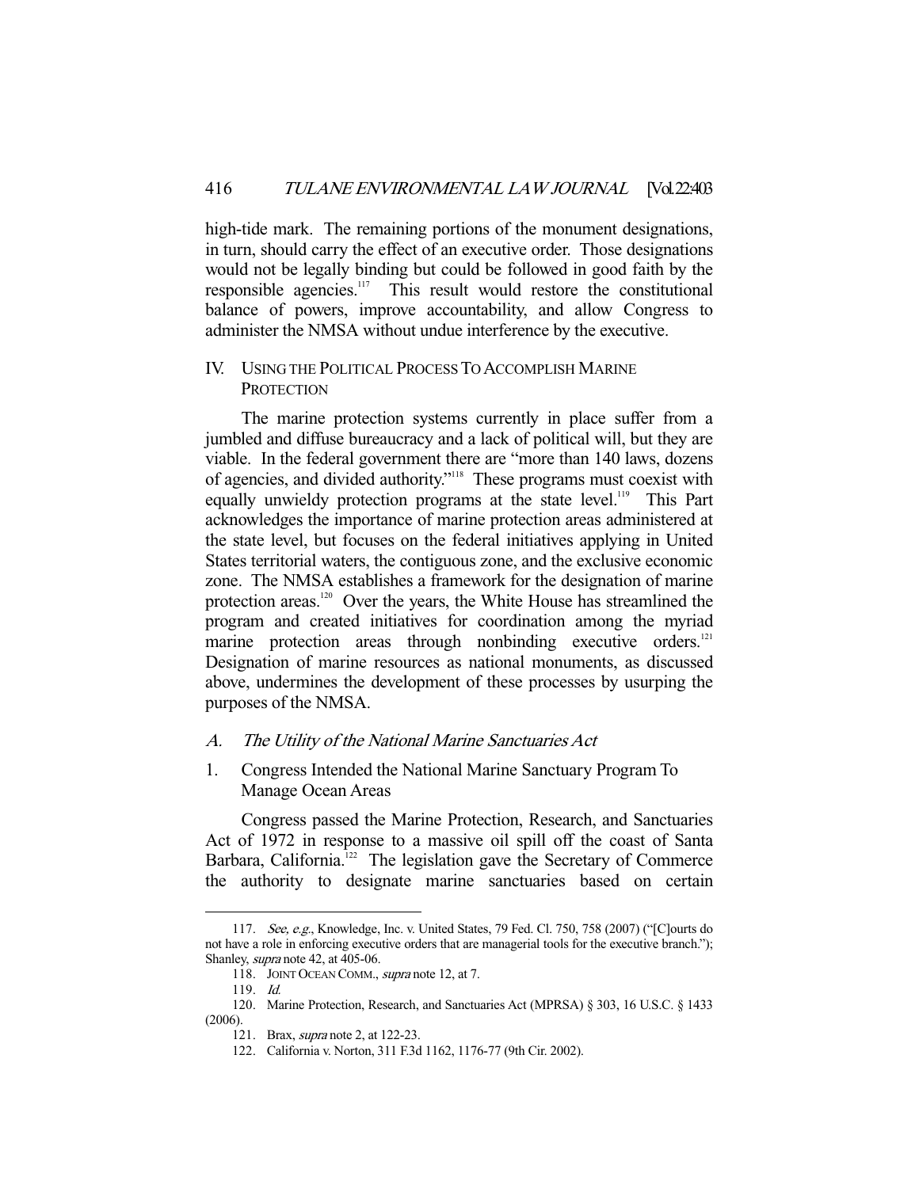high-tide mark. The remaining portions of the monument designations, in turn, should carry the effect of an executive order. Those designations would not be legally binding but could be followed in good faith by the responsible agencies.[117] This result would restore the constitutional balance of powers, improve accountability, and allow Congress to administer the NMSA without undue interference by the executive.

## IV. USING THE POLITICAL PROCESS TO ACCOMPLISH MARINE PROTECTION

The marine protection systems currently in place suffer from a jumbled and diffuse bureaucracy and a lack of political will, but they are viable. In the federal government there are "more than 140 laws, dozens of agencies, and divided authority."[118] These programs must coexist with equally unwieldy protection programs at the state level.[119] This Part acknowledges the importance of marine protection areas administered at the state level, but focuses on the federal initiatives applying in United States territorial waters, the contiguous zone, and the exclusive economic zone. The NMSA establishes a framework for the designation of marine protection areas.[120] Over the years, the White House has streamlined the program and created initiatives for coordination among the myriad marine protection areas through nonbinding executive orders.[121] Designation of marine resources as national monuments, as discussed above, undermines the development of these processes by usurping the purposes of the NMSA.

### A. *The Utility of the National Marine Sanctuaries Act*

#### 1. Congress Intended the National Marine Sanctuary Program To Manage Ocean Areas

Congress passed the Marine Protection, Research, and Sanctuaries Act of 1972 in response to a massive oil spill off the coast of Santa Barbara, California.[122] The legislation gave the Secretary of Commerce the authority to designate marine sanctuaries based on certain

---

117. *See, e.g.*, Knowledge, Inc. v. United States, 79 Fed. Cl. 750, 758 (2007) ("[C]ourts do not have a role in enforcing executive orders that are managerial tools for the executive branch."); Shanley, *supra* note 42, at 405-06.

118. JOINT OCEAN COMM., *supra* note 12, at 7.

119. *Id.*

120. Marine Protection, Research, and Sanctuaries Act (MPRSA) § 303, 16 U.S.C. § 1433 (2006).

121. Brax, *supra* note 2, at 122-23.

122. California v. Norton, 311 F.3d 1162, 1176-77 (9th Cir. 2002).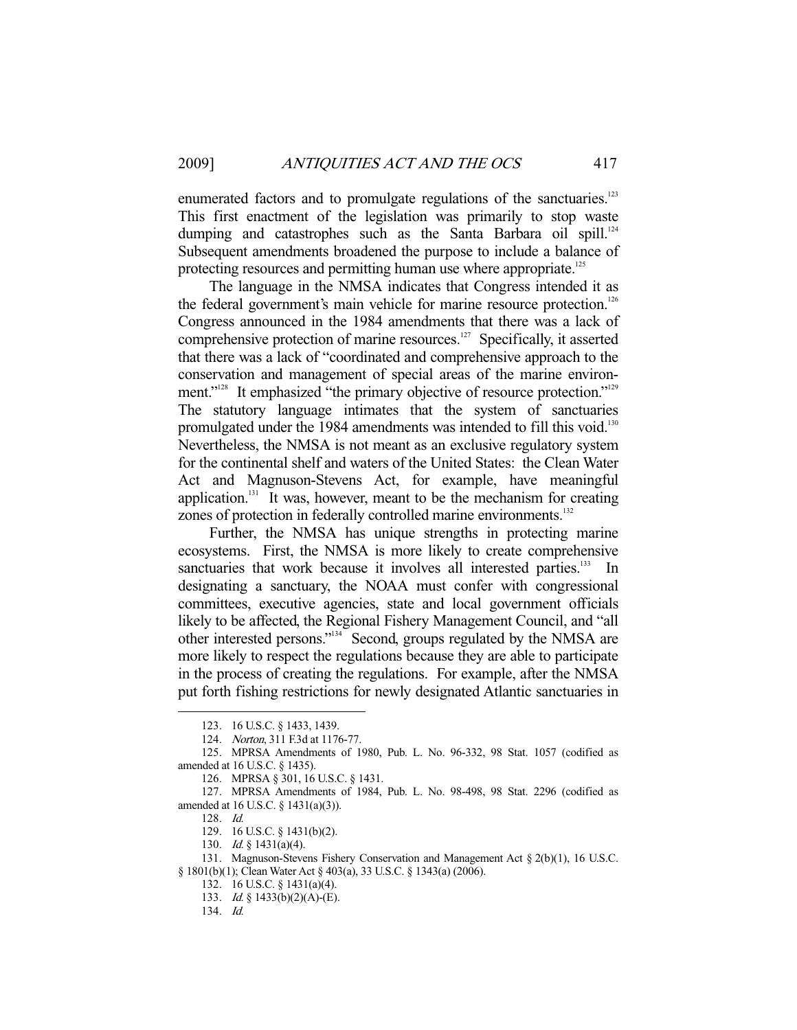enumerated factors and to promulgate regulations of the sanctuaries.[123] This first enactment of the legislation was primarily to stop waste dumping and catastrophes such as the Santa Barbara oil spill.[124] Subsequent amendments broadened the purpose to include a balance of protecting resources and permitting human use where appropriate.[125]

The language in the NMSA indicates that Congress intended it as the federal government's main vehicle for marine resource protection.[126] Congress announced in the 1984 amendments that there was a lack of comprehensive protection of marine resources.[127] Specifically, it asserted that there was a lack of "coordinated and comprehensive approach to the conservation and management of special areas of the marine environment."[128] It emphasized "the primary objective of resource protection."[129] The statutory language intimates that the system of sanctuaries promulgated under the 1984 amendments was intended to fill this void.[130] Nevertheless, the NMSA is not meant as an exclusive regulatory system for the continental shelf and waters of the United States: the Clean Water Act and Magnuson-Stevens Act, for example, have meaningful application.[131] It was, however, meant to be the mechanism for creating zones of protection in federally controlled marine environments.[132]

Further, the NMSA has unique strengths in protecting marine ecosystems. First, the NMSA is more likely to create comprehensive sanctuaries that work because it involves all interested parties.[133] In designating a sanctuary, the NOAA must confer with congressional committees, executive agencies, state and local government officials likely to be affected, the Regional Fishery Management Council, and "all other interested persons."[134] Second, groups regulated by the NMSA are more likely to respect the regulations because they are able to participate in the process of creating the regulations. For example, after the NMSA put forth fishing restrictions for newly designated Atlantic sanctuaries in

---

123. 16 U.S.C. § 1433, 1439.

124. *Norton*, 311 F.3d at 1176-77.

125. MPRSA Amendments of 1980, Pub. L. No. 96-332, 98 Stat. 1057 (codified as amended at 16 U.S.C. § 1435).

126. MPRSA § 301, 16 U.S.C. § 1431.

127. MPRSA Amendments of 1984, Pub. L. No. 98-498, 98 Stat. 2296 (codified as amended at 16 U.S.C. § 1431(a)(3)).

128. *Id.*

129. 16 U.S.C. § 1431(b)(2).

130. *Id.* § 1431(a)(4).

131. Magnuson-Stevens Fishery Conservation and Management Act § 2(b)(1), 16 U.S.C. § 1801(b)(1); Clean Water Act § 403(a), 33 U.S.C. § 1343(a) (2006).

132. 16 U.S.C. § 1431(a)(4).

133. *Id.* § 1433(b)(2)(A)-(E).

134. *Id.*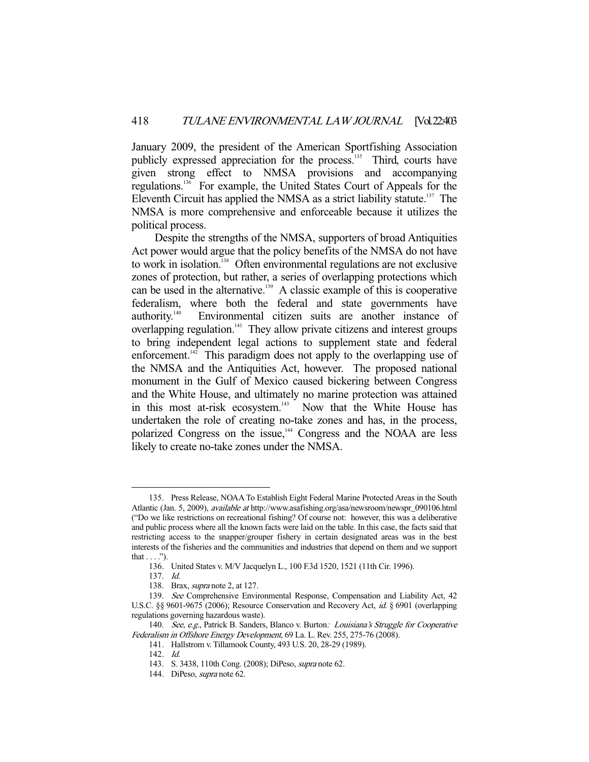January 2009, the president of the American Sportfishing Association publicly expressed appreciation for the process.[135] Third, courts have given strong effect to NMSA provisions and accompanying regulations.[136] For example, the United States Court of Appeals for the Eleventh Circuit has applied the NMSA as a strict liability statute.[137] The NMSA is more comprehensive and enforceable because it utilizes the political process.

Despite the strengths of the NMSA, supporters of broad Antiquities Act power would argue that the policy benefits of the NMSA do not have to work in isolation.[138] Often environmental regulations are not exclusive zones of protection, but rather, a series of overlapping protections which can be used in the alternative.[139] A classic example of this is cooperative federalism, where both the federal and state governments have authority.[140] Environmental citizen suits are another instance of overlapping regulation.[141] They allow private citizens and interest groups to bring independent legal actions to supplement state and federal enforcement.[142] This paradigm does not apply to the overlapping use of the NMSA and the Antiquities Act, however. The proposed national monument in the Gulf of Mexico caused bickering between Congress and the White House, and ultimately no marine protection was attained in this most at-risk ecosystem.[143] Now that the White House has undertaken the role of creating no-take zones and has, in the process, polarized Congress on the issue,[144] Congress and the NOAA are less likely to create no-take zones under the NMSA.

---

135. Press Release, NOAA To Establish Eight Federal Marine Protected Areas in the South Atlantic (Jan. 5, 2009), *available at* http://www.asafishing.org/asa/newsroom/newspr_090106.html ("Do we like restrictions on recreational fishing? Of course not: however, this was a deliberative and public process where all the known facts were laid on the table. In this case, the facts said that restricting access to the snapper/grouper fishery in certain designated areas was in the best interests of the fisheries and the communities and industries that depend on them and we support that . . . .").

136. United States v. M/V Jacquelyn L., 100 F.3d 1520, 1521 (11th Cir. 1996).

137. *Id.*

138. Brax, *supra* note 2, at 127.

139. *See* Comprehensive Environmental Response, Compensation and Liability Act, 42 U.S.C. §§ 9601-9675 (2006); Resource Conservation and Recovery Act, *id.* § 6901 (overlapping regulations governing hazardous waste).

140. *See, e.g.*, Patrick B. Sanders, Blanco v. Burton*: Louisiana's Struggle for Cooperative Federalism in Offshore Energy Development*, 69 La. L. Rev. 255, 275-76 (2008).

141. Hallstrom v. Tillamook County, 493 U.S. 20, 28-29 (1989).

142. *Id.*

143. S. 3438, 110th Cong. (2008); DiPeso, *supra* note 62.

144. DiPeso, *supra* note 62.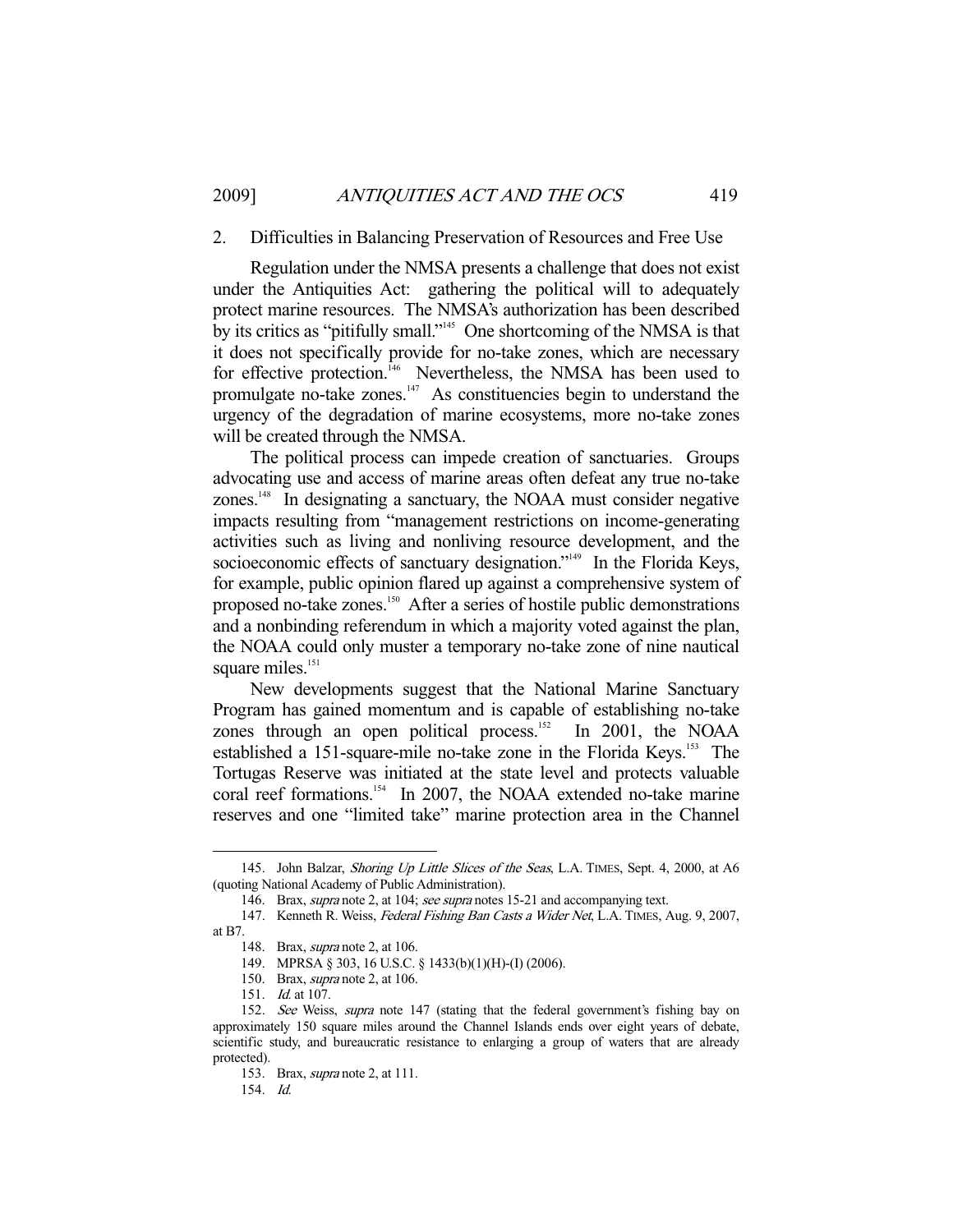### 2. Difficulties in Balancing Preservation of Resources and Free Use

Regulation under the NMSA presents a challenge that does not exist under the Antiquities Act: gathering the political will to adequately protect marine resources. The NMSA's authorization has been described by its critics as "pitifully small."[145] One shortcoming of the NMSA is that it does not specifically provide for no-take zones, which are necessary for effective protection.[146] Nevertheless, the NMSA has been used to promulgate no-take zones.[147] As constituencies begin to understand the urgency of the degradation of marine ecosystems, more no-take zones will be created through the NMSA.

The political process can impede creation of sanctuaries. Groups advocating use and access of marine areas often defeat any true no-take zones.[148] In designating a sanctuary, the NOAA must consider negative impacts resulting from "management restrictions on income-generating activities such as living and nonliving resource development, and the socioeconomic effects of sanctuary designation."[149] In the Florida Keys, for example, public opinion flared up against a comprehensive system of proposed no-take zones.[150] After a series of hostile public demonstrations and a nonbinding referendum in which a majority voted against the plan, the NOAA could only muster a temporary no-take zone of nine nautical square miles.[151]

New developments suggest that the National Marine Sanctuary Program has gained momentum and is capable of establishing no-take zones through an open political process.[152] In 2001, the NOAA established a 151-square-mile no-take zone in the Florida Keys.[153] The Tortugas Reserve was initiated at the state level and protects valuable coral reef formations.[154] In 2007, the NOAA extended no-take marine reserves and one "limited take" marine protection area in the Channel

---

145. John Balzar, *Shoring Up Little Slices of the Seas*, L.A. TIMES, Sept. 4, 2000, at A6 (quoting National Academy of Public Administration).

146. Brax, *supra* note 2, at 104; *see supra* notes 15-21 and accompanying text.

147. Kenneth R. Weiss, *Federal Fishing Ban Casts a Wider Net*, L.A. TIMES, Aug. 9, 2007, at B7.

148. Brax, *supra* note 2, at 106.

149. MPRSA § 303, 16 U.S.C. § 1433(b)(1)(H)-(I) (2006).

150. Brax, *supra* note 2, at 106.

151. *Id.* at 107.

152. *See* Weiss, *supra* note 147 (stating that the federal government's fishing bay on approximately 150 square miles around the Channel Islands ends over eight years of debate, scientific study, and bureaucratic resistance to enlarging a group of waters that are already protected).

153. Brax, *supra* note 2, at 111.

154. *Id.*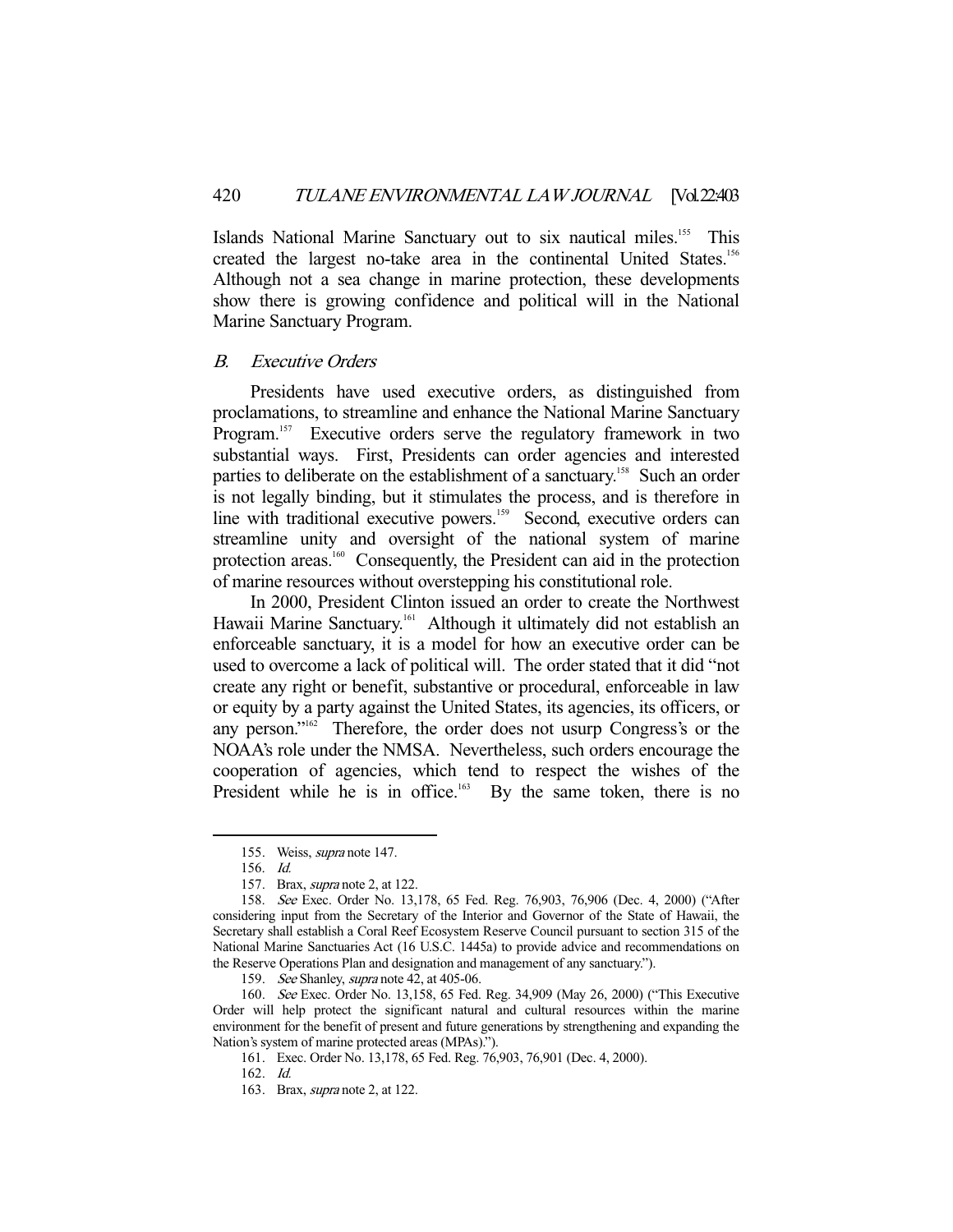Islands National Marine Sanctuary out to six nautical miles.[155] This created the largest no-take area in the continental United States.[156] Although not a sea change in marine protection, these developments show there is growing confidence and political will in the National Marine Sanctuary Program.

### *B. Executive Orders*

Presidents have used executive orders, as distinguished from proclamations, to streamline and enhance the National Marine Sanctuary Program.[157] Executive orders serve the regulatory framework in two substantial ways. First, Presidents can order agencies and interested parties to deliberate on the establishment of a sanctuary.[158] Such an order is not legally binding, but it stimulates the process, and is therefore in line with traditional executive powers.[159] Second, executive orders can streamline unity and oversight of the national system of marine protection areas.[160] Consequently, the President can aid in the protection of marine resources without overstepping his constitutional role.

In 2000, President Clinton issued an order to create the Northwest Hawaii Marine Sanctuary.[161] Although it ultimately did not establish an enforceable sanctuary, it is a model for how an executive order can be used to overcome a lack of political will. The order stated that it did "not create any right or benefit, substantive or procedural, enforceable in law or equity by a party against the United States, its agencies, its officers, or any person."[162] Therefore, the order does not usurp Congress's or the NOAA's role under the NMSA. Nevertheless, such orders encourage the cooperation of agencies, which tend to respect the wishes of the President while he is in office.[163] By the same token, there is no

---

155. Weiss, *supra* note 147.

156. *Id.*

157. Brax, *supra* note 2, at 122.

158. *See* Exec. Order No. 13,178, 65 Fed. Reg. 76,903, 76,906 (Dec. 4, 2000) ("After considering input from the Secretary of the Interior and Governor of the State of Hawaii, the Secretary shall establish a Coral Reef Ecosystem Reserve Council pursuant to section 315 of the National Marine Sanctuaries Act (16 U.S.C. 1445a) to provide advice and recommendations on the Reserve Operations Plan and designation and management of any sanctuary.").

159. *See* Shanley, *supra* note 42, at 405-06.

160. *See* Exec. Order No. 13,158, 65 Fed. Reg. 34,909 (May 26, 2000) ("This Executive Order will help protect the significant natural and cultural resources within the marine environment for the benefit of present and future generations by strengthening and expanding the Nation's system of marine protected areas (MPAs).").

161. Exec. Order No. 13,178, 65 Fed. Reg. 76,903, 76,901 (Dec. 4, 2000).

162. *Id.*

163. Brax, *supra* note 2, at 122.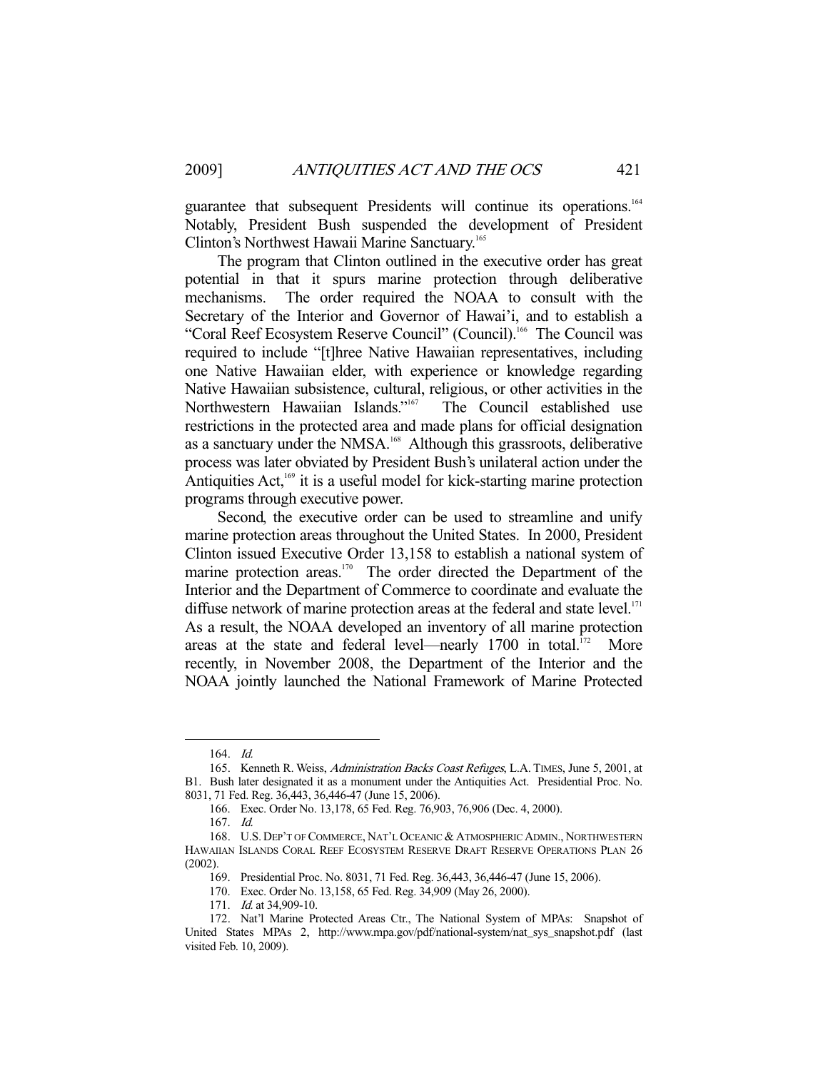guarantee that subsequent Presidents will continue its operations.[164] Notably, President Bush suspended the development of President Clinton's Northwest Hawaii Marine Sanctuary.[165]

The program that Clinton outlined in the executive order has great potential in that it spurs marine protection through deliberative mechanisms. The order required the NOAA to consult with the Secretary of the Interior and Governor of Hawai'i, and to establish a "Coral Reef Ecosystem Reserve Council" (Council).[166] The Council was required to include "[t]hree Native Hawaiian representatives, including one Native Hawaiian elder, with experience or knowledge regarding Native Hawaiian subsistence, cultural, religious, or other activities in the Northwestern Hawaiian Islands."[167] The Council established use restrictions in the protected area and made plans for official designation as a sanctuary under the NMSA.[168] Although this grassroots, deliberative process was later obviated by President Bush's unilateral action under the Antiquities Act,[169] it is a useful model for kick-starting marine protection programs through executive power.

Second, the executive order can be used to streamline and unify marine protection areas throughout the United States. In 2000, President Clinton issued Executive Order 13,158 to establish a national system of marine protection areas.[170] The order directed the Department of the Interior and the Department of Commerce to coordinate and evaluate the diffuse network of marine protection areas at the federal and state level.[171] As a result, the NOAA developed an inventory of all marine protection areas at the state and federal level—nearly 1700 in total.[172] More recently, in November 2008, the Department of the Interior and the NOAA jointly launched the National Framework of Marine Protected

---

164. *Id.*

165. Kenneth R. Weiss, *Administration Backs Coast Refuges*, L.A. TIMES, June 5, 2001, at B1. Bush later designated it as a monument under the Antiquities Act. Presidential Proc. No. 8031, 71 Fed. Reg. 36,443, 36,446-47 (June 15, 2006).

166. Exec. Order No. 13,178, 65 Fed. Reg. 76,903, 76,906 (Dec. 4, 2000).

167. *Id.*

168. U.S. DEP'T OF COMMERCE, NAT'L OCEANIC & ATMOSPHERIC ADMIN., NORTHWESTERN HAWAIIAN ISLANDS CORAL REEF ECOSYSTEM RESERVE DRAFT RESERVE OPERATIONS PLAN 26 (2002).

169. Presidential Proc. No. 8031, 71 Fed. Reg. 36,443, 36,446-47 (June 15, 2006).

170. Exec. Order No. 13,158, 65 Fed. Reg. 34,909 (May 26, 2000).

171. *Id.* at 34,909-10.

172. Nat'l Marine Protected Areas Ctr., The National System of MPAs: Snapshot of United States MPAs 2, http://www.mpa.gov/pdf/national-system/nat_sys_snapshot.pdf (last visited Feb. 10, 2009).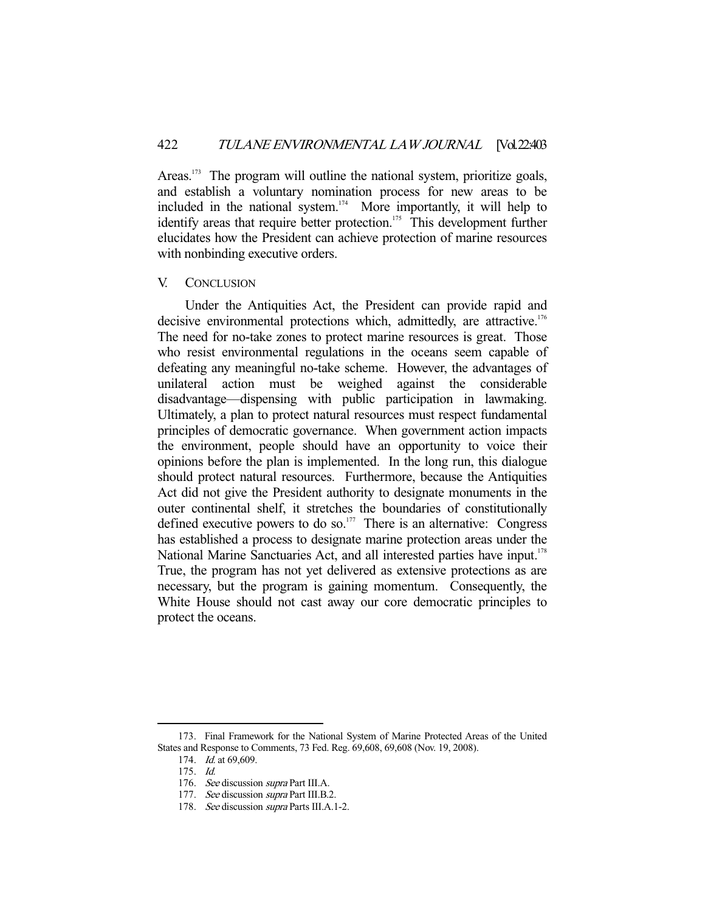Areas.[173] The program will outline the national system, prioritize goals, and establish a voluntary nomination process for new areas to be included in the national system.[174] More importantly, it will help to identify areas that require better protection.[175] This development further elucidates how the President can achieve protection of marine resources with nonbinding executive orders.

## V. CONCLUSION

Under the Antiquities Act, the President can provide rapid and decisive environmental protections which, admittedly, are attractive.[176] The need for no-take zones to protect marine resources is great. Those who resist environmental regulations in the oceans seem capable of defeating any meaningful no-take scheme. However, the advantages of unilateral action must be weighed against the considerable disadvantage—dispensing with public participation in lawmaking. Ultimately, a plan to protect natural resources must respect fundamental principles of democratic governance. When government action impacts the environment, people should have an opportunity to voice their opinions before the plan is implemented. In the long run, this dialogue should protect natural resources. Furthermore, because the Antiquities Act did not give the President authority to designate monuments in the outer continental shelf, it stretches the boundaries of constitutionally defined executive powers to do so.[177] There is an alternative: Congress has established a process to designate marine protection areas under the National Marine Sanctuaries Act, and all interested parties have input.[178] True, the program has not yet delivered as extensive protections as are necessary, but the program is gaining momentum. Consequently, the White House should not cast away our core democratic principles to protect the oceans.

---

173. Final Framework for the National System of Marine Protected Areas of the United States and Response to Comments, 73 Fed. Reg. 69,608, 69,608 (Nov. 19, 2008).

174. *Id.* at 69,609.

175. *Id.*

176. *See* discussion *supra* Part III.A.

177. *See* discussion *supra* Part III.B.2.

178. *See* discussion *supra* Parts III.A.1-2.